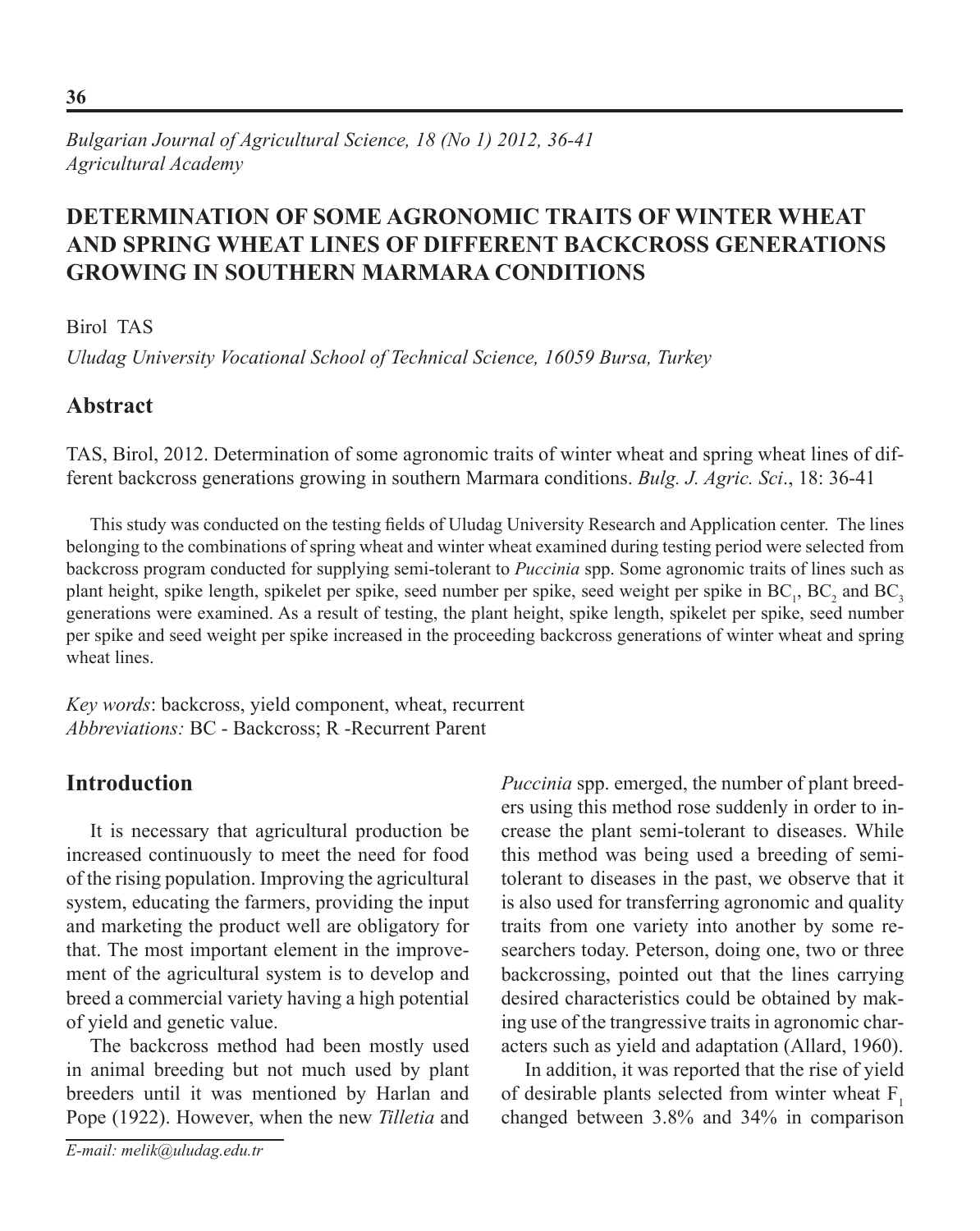*Bulgarian Journal of Agricultural Science, 18 (No 1) 2012, 36-41*
*Agricultural Academy*

# DETERMINATION OF SOME AGRONOMIC TRAITS OF WINTER WHEAT AND SPRING WHEAT LINES OF DIFFERENT BACKCROSS GENERATIONS GROWING IN SOUTHERN MARMARA CONDITIONS

Birol TAS

*Uludag University Vocational School of Technical Science, 16059 Bursa, Turkey*

## Abstract

TAS, Birol, 2012. Determination of some agronomic traits of winter wheat and spring wheat lines of different backcross generations growing in southern Marmara conditions. *Bulg. J. Agric. Sci*., 18: 36-41

This study was conducted on the testing fields of Uludag University Research and Application center. The lines belonging to the combinations of spring wheat and winter wheat examined during testing period were selected from backcross program conducted for supplying semi-tolerant to *Puccinia* spp. Some agronomic traits of lines such as plant height, spike length, spikelet per spike, seed number per spike, seed weight per spike in $BC_1$, $BC_2$ and $BC_3$ generations were examined. As a result of testing, the plant height, spike length, spikelet per spike, seed number per spike and seed weight per spike increased in the proceeding backcross generations of winter wheat and spring wheat lines.

*Key words*: backcross, yield component, wheat, recurrent
*Abbreviations:* BC - Backcross; R -Recurrent Parent

## Introduction

It is necessary that agricultural production be increased continuously to meet the need for food of the rising population. Improving the agricultural system, educating the farmers, providing the input and marketing the product well are obligatory for that. The most important element in the improvement of the agricultural system is to develop and breed a commercial variety having a high potential of yield and genetic value.

The backcross method had been mostly used in animal breeding but not much used by plant breeders until it was mentioned by Harlan and Pope (1922). However, when the new *Tilletia* and *Puccinia* spp. emerged, the number of plant breeders using this method rose suddenly in order to increase the plant semi-tolerant to diseases. While this method was being used a breeding of semi-tolerant to diseases in the past, we observe that it is also used for transferring agronomic and quality traits from one variety into another by some researchers today. Peterson, doing one, two or three backcrossing, pointed out that the lines carrying desired characteristics could be obtained by making use of the trangressive traits in agronomic characters such as yield and adaptation (Allard, 1960).

In addition, it was reported that the rise of yield of desirable plants selected from winter wheat $F_1$ changed between 3.8% and 34% in comparison

*E-mail: melik@uludag.edu.tr*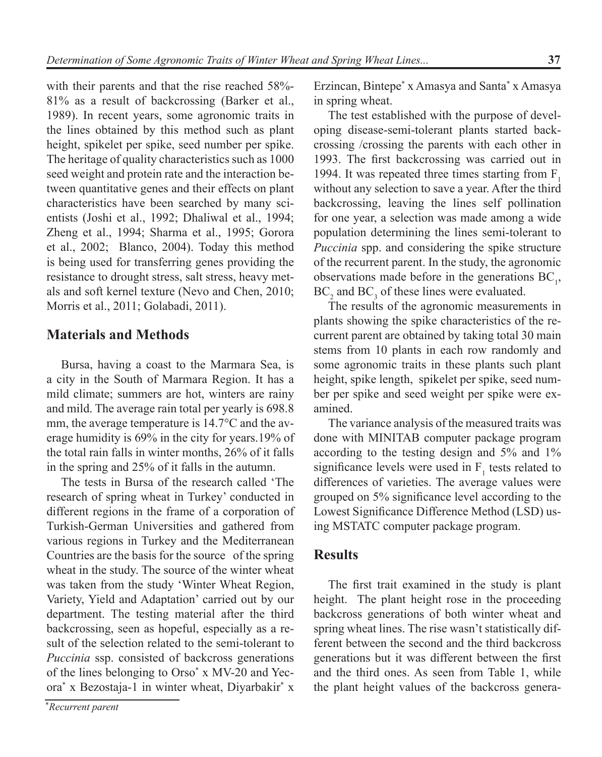with their parents and that the rise reached 58%-81% as a result of backcrossing (Barker et al., 1989). In recent years, some agronomic traits in the lines obtained by this method such as plant height, spikelet per spike, seed number per spike. The heritage of quality characteristics such as 1000 seed weight and protein rate and the interaction between quantitative genes and their effects on plant characteristics have been searched by many scientists (Joshi et al., 1992; Dhaliwal et al., 1994; Zheng et al., 1994; Sharma et al., 1995; Gorora et al., 2002; Blanco, 2004). Today this method is being used for transferring genes providing the resistance to drought stress, salt stress, heavy metals and soft kernel texture (Nevo and Chen, 2010; Morris et al., 2011; Golabadi, 2011).

## Materials and Methods

Bursa, having a coast to the Marmara Sea, is a city in the South of Marmara Region. It has a mild climate; summers are hot, winters are rainy and mild. The average rain total per yearly is 698.8 mm, the average temperature is 14.7°C and the average humidity is 69% in the city for years.19% of the total rain falls in winter months, 26% of it falls in the spring and 25% of it falls in the autumn.

The tests in Bursa of the research called 'The research of spring wheat in Turkey' conducted in different regions in the frame of a corporation of Turkish-German Universities and gathered from various regions in Turkey and the Mediterranean Countries are the basis for the source of the spring wheat in the study. The source of the winter wheat was taken from the study 'Winter Wheat Region, Variety, Yield and Adaptation' carried out by our department. The testing material after the third backcrossing, seen as hopeful, especially as a result of the selection related to the semi-tolerant to *Puccinia* ssp. consisted of backcross generations of the lines belonging to Orso* x MV-20 and Yecora* x Bezostaja-1 in winter wheat, Diyarbakir* x Erzincan, Bintepe* x Amasya and Santa* x Amasya in spring wheat.

The test established with the purpose of developing disease-semi-tolerant plants started backcrossing /crossing the parents with each other in 1993. The first backcrossing was carried out in 1994. It was repeated three times starting from $F_1$ without any selection to save a year. After the third backcrossing, leaving the lines self pollination for one year, a selection was made among a wide population determining the lines semi-tolerant to *Puccinia* spp. and considering the spike structure of the recurrent parent. In the study, the agronomic observations made before in the generations $BC_1$, $BC_2$ and $BC_3$ of these lines were evaluated.

The results of the agronomic measurements in plants showing the spike characteristics of the recurrent parent are obtained by taking total 30 main stems from 10 plants in each row randomly and some agronomic traits in these plants such plant height, spike length, spikelet per spike, seed number per spike and seed weight per spike were examined.

The variance analysis of the measured traits was done with MINITAB computer package program according to the testing design and 5% and 1% significance levels were used in $F_1$ tests related to differences of varieties. The average values were grouped on 5% significance level according to the Lowest Significance Difference Method (LSD) using MSTATC computer package program.

## Results

The first trait examined in the study is plant height. The plant height rose in the proceeding backcross generations of both winter wheat and spring wheat lines. The rise wasn't statistically different between the second and the third backcross generations but it was different between the first and the third ones. As seen from Table 1, while the plant height values of the backcross genera-

*Recurrent parent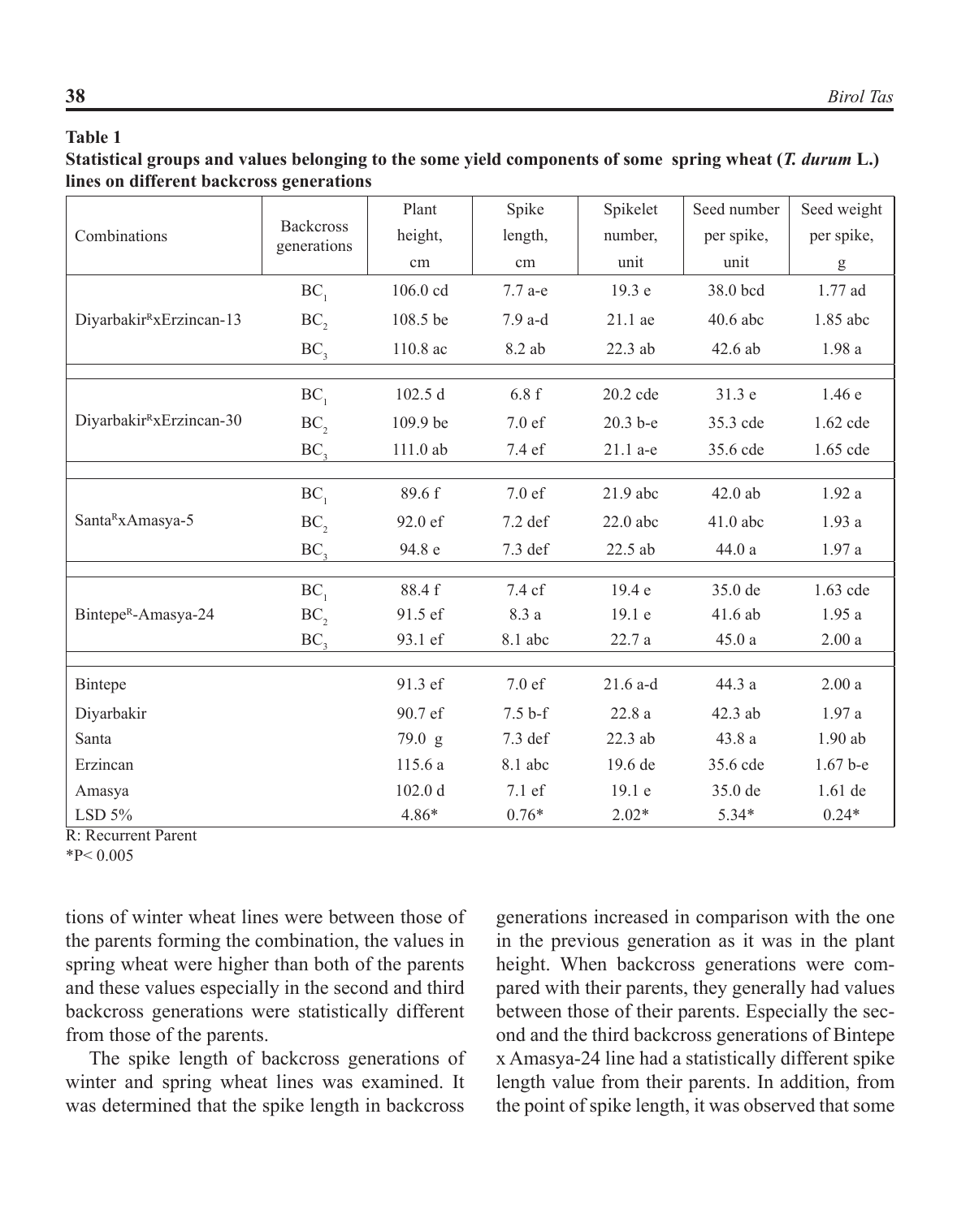**Table 1**

**Statistical groups and values belonging to the some yield components of some spring wheat (*T. durum* L.) lines on different backcross generations**

| Combinations | Backcross generations | Plant height, cm | Spike length, cm | Spikelet number, unit | Seed number per spike, unit | Seed weight per spike, g |
|---|---|---|---|---|---|---|
| Diyarbakir[R]xErzincan-13 | $BC_1$ | 106.0 cd | 7.7 a-e | 19.3 e | 38.0 bcd | 1.77 ad |
| | $BC_2$ | 108.5 be | 7.9 a-d | 21.1 ae | 40.6 abc | 1.85 abc |
| | $BC_3$ | 110.8 ac | 8.2 ab | 22.3 ab | 42.6 ab | 1.98 a |
| Diyarbakir[R]xErzincan-30 | $BC_1$ | 102.5 d | 6.8 f | 20.2 cde | 31.3 e | 1.46 e |
| | $BC_2$ | 109.9 be | 7.0 ef | 20.3 b-e | 35.3 cde | 1.62 cde |
| | $BC_3$ | 111.0 ab | 7.4 ef | 21.1 a-e | 35.6 cde | 1.65 cde |
| Santa[R]xAmasya-5 | $BC_1$ | 89.6 f | 7.0 ef | 21.9 abc | 42.0 ab | 1.92 a |
| | $BC_2$ | 92.0 ef | 7.2 def | 22.0 abc | 41.0 abc | 1.93 a |
| | $BC_3$ | 94.8 e | 7.3 def | 22.5 ab | 44.0 a | 1.97 a |
| Bintepe[R]-Amasya-24 | $BC_1$ | 88.4 f | 7.4 cf | 19.4 e | 35.0 de | 1.63 cde |
| | $BC_2$ | 91.5 ef | 8.3 a | 19.1 e | 41.6 ab | 1.95 a |
| | $BC_3$ | 93.1 ef | 8.1 abc | 22.7 a | 45.0 a | 2.00 a |
| Bintepe | | 91.3 ef | 7.0 ef | 21.6 a-d | 44.3 a | 2.00 a |
| Diyarbakir | | 90.7 ef | 7.5 b-f | 22.8 a | 42.3 ab | 1.97 a |
| Santa | | 79.0 g | 7.3 def | 22.3 ab | 43.8 a | 1.90 ab |
| Erzincan | | 115.6 a | 8.1 abc | 19.6 de | 35.6 cde | 1.67 b-e |
| Amasya | | 102.0 d | 7.1 ef | 19.1 e | 35.0 de | 1.61 de |
| LSD 5% | | 4.86* | 0.76* | 2.02* | 5.34* | 0.24* |

R: Recurrent Parent

*$P < 0.005$

tions of winter wheat lines were between those of the parents forming the combination, the values in spring wheat were higher than both of the parents and these values especially in the second and third backcross generations were statistically different from those of the parents.

The spike length of backcross generations of winter and spring wheat lines was examined. It was determined that the spike length in backcross generations increased in comparison with the one in the previous generation as it was in the plant height. When backcross generations were compared with their parents, they generally had values between those of their parents. Especially the second and the third backcross generations of Bintepe x Amasya-24 line had a statistically different spike length value from their parents. In addition, from the point of spike length, it was observed that some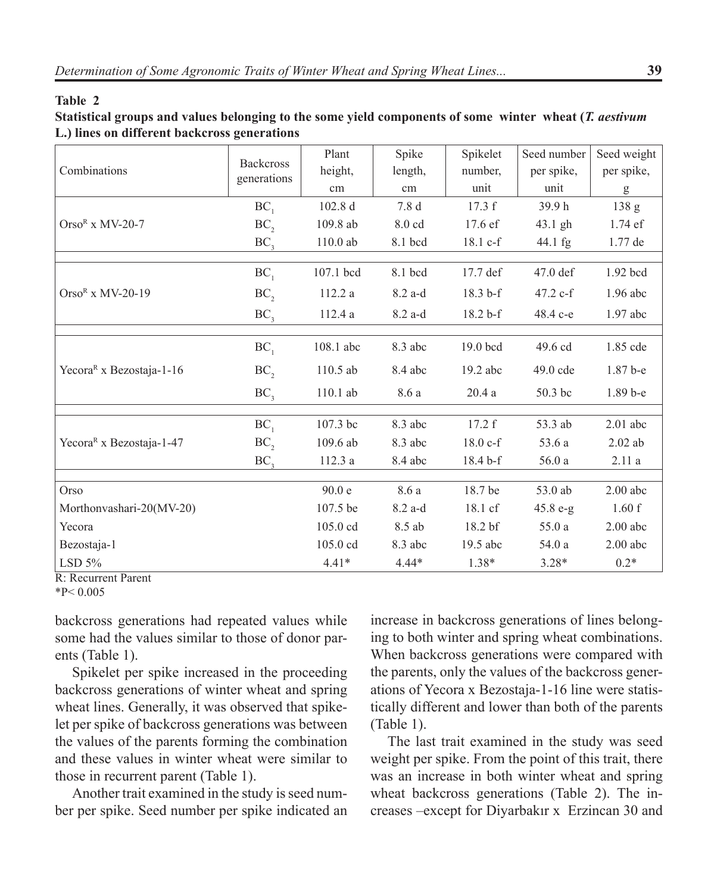**Table 2**

**Statistical groups and values belonging to the some yield components of some winter wheat (*T. aestivum* L.) lines on different backcross generations**

| Combinations | Backcross generations | Plant height, cm | Spike length, cm | Spikelet number, unit | Seed number per spike, unit | Seed weight per spike, g |
|---|---|---|---|---|---|---|
| Orso$^R$ x MV-20-7 | $BC_1$ | 102.8 d | 7.8 d | 17.3 f | 39.9 h | 138 g |
| | $BC_2$ | 109.8 ab | 8.0 cd | 17.6 ef | 43.1 gh | 1.74 ef |
| | $BC_3$ | 110.0 ab | 8.1 bcd | 18.1 c-f | 44.1 fg | 1.77 de |
| Orso$^R$ x MV-20-19 | $BC_1$ | 107.1 bcd | 8.1 bcd | 17.7 def | 47.0 def | 1.92 bcd |
| | $BC_2$ | 112.2 a | 8.2 a-d | 18.3 b-f | 47.2 c-f | 1.96 abc |
| | $BC_3$ | 112.4 a | 8.2 a-d | 18.2 b-f | 48.4 c-e | 1.97 abc |
| Yecora$^R$ x Bezostaja-1-16 | $BC_1$ | 108.1 abc | 8.3 abc | 19.0 bcd | 49.6 cd | 1.85 cde |
| | $BC_2$ | 110.5 ab | 8.4 abc | 19.2 abc | 49.0 cde | 1.87 b-e |
| | $BC_3$ | 110.1 ab | 8.6 a | 20.4 a | 50.3 bc | 1.89 b-e |
| Yecora$^R$ x Bezostaja-1-47 | $BC_1$ | 107.3 bc | 8.3 abc | 17.2 f | 53.3 ab | 2.01 abc |
| | $BC_2$ | 109.6 ab | 8.3 abc | 18.0 c-f | 53.6 a | 2.02 ab |
| | $BC_3$ | 112.3 a | 8.4 abc | 18.4 b-f | 56.0 a | 2.11 a |
| Orso | | 90.0 e | 8.6 a | 18.7 be | 53.0 ab | 2.00 abc |
| Morthonvashari-20(MV-20) | | 107.5 be | 8.2 a-d | 18.1 cf | 45.8 e-g | 1.60 f |
| Yecora | | 105.0 cd | 8.5 ab | 18.2 bf | 55.0 a | 2.00 abc |
| Bezostaja-1 | | 105.0 cd | 8.3 abc | 19.5 abc | 54.0 a | 2.00 abc |
| LSD 5% | | 4.41* | 4.44* | 1.38* | 3.28* | 0.2* |

R: Recurrent Parent

*P< 0.005

backcross generations had repeated values while some had the values similar to those of donor parents (Table 1).

Spikelet per spike increased in the proceeding backcross generations of winter wheat and spring wheat lines. Generally, it was observed that spikelet per spike of backcross generations was between the values of the parents forming the combination and these values in winter wheat were similar to those in recurrent parent (Table 1).

Another trait examined in the study is seed number per spike. Seed number per spike indicated an increase in backcross generations of lines belonging to both winter and spring wheat combinations. When backcross generations were compared with the parents, only the values of the backcross generations of Yecora x Bezostaja-1-16 line were statistically different and lower than both of the parents (Table 1).

The last trait examined in the study was seed weight per spike. From the point of this trait, there was an increase in both winter wheat and spring wheat backcross generations (Table 2). The increases –except for Diyarbakır x Erzincan 30 and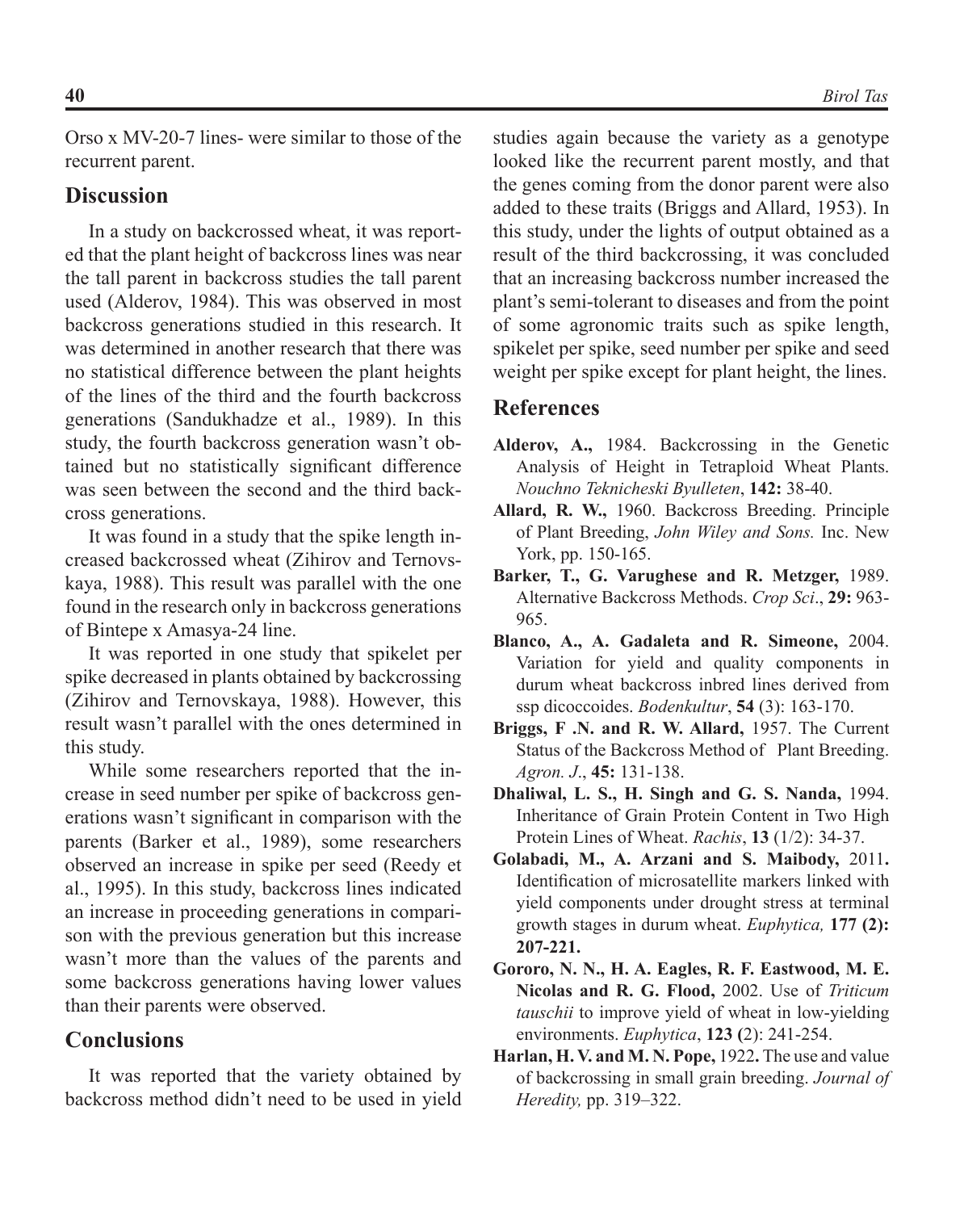Orso x MV-20-7 lines- were similar to those of the recurrent parent.

## Discussion

In a study on backcrossed wheat, it was reported that the plant height of backcross lines was near the tall parent in backcross studies the tall parent used (Alderov, 1984). This was observed in most backcross generations studied in this research. It was determined in another research that there was no statistical difference between the plant heights of the lines of the third and the fourth backcross generations (Sandukhadze et al., 1989). In this study, the fourth backcross generation wasn't obtained but no statistically significant difference was seen between the second and the third backcross generations.

It was found in a study that the spike length increased backcrossed wheat (Zihirov and Ternovskaya, 1988). This result was parallel with the one found in the research only in backcross generations of Bintepe x Amasya-24 line.

It was reported in one study that spikelet per spike decreased in plants obtained by backcrossing (Zihirov and Ternovskaya, 1988). However, this result wasn't parallel with the ones determined in this study.

While some researchers reported that the increase in seed number per spike of backcross generations wasn't significant in comparison with the parents (Barker et al., 1989), some researchers observed an increase in spike per seed (Reedy et al., 1995). In this study, backcross lines indicated an increase in proceeding generations in comparison with the previous generation but this increase wasn't more than the values of the parents and some backcross generations having lower values than their parents were observed.

## Conclusions

It was reported that the variety obtained by backcross method didn't need to be used in yield studies again because the variety as a genotype looked like the recurrent parent mostly, and that the genes coming from the donor parent were also added to these traits (Briggs and Allard, 1953). In this study, under the lights of output obtained as a result of the third backcrossing, it was concluded that an increasing backcross number increased the plant's semi-tolerant to diseases and from the point of some agronomic traits such as spike length, spikelet per spike, seed number per spike and seed weight per spike except for plant height, the lines.

## References

**Alderov, A.,** 1984. Backcrossing in the Genetic Analysis of Height in Tetraploid Wheat Plants. *Nouchno Teknicheski Byulleten*, **142:** 38-40.

**Allard, R. W.,** 1960. Backcross Breeding. Principle of Plant Breeding, *John Wiley and Sons.* Inc. New York, pp. 150-165.

**Barker, T., G. Varughese and R. Metzger,** 1989. Alternative Backcross Methods. *Crop Sci*., **29:** 963-965.

**Blanco, A., A. Gadaleta and R. Simeone,** 2004. Variation for yield and quality components in durum wheat backcross inbred lines derived from ssp dicoccoides. *Bodenkultur*, **54** (3): 163-170.

**Briggs, F .N. and R. W. Allard,** 1957. The Current Status of the Backcross Method of Plant Breeding. *Agron. J*., **45:** 131-138.

**Dhaliwal, L. S., H. Singh and G. S. Nanda,** 1994. Inheritance of Grain Protein Content in Two High Protein Lines of Wheat. *Rachis*, **13** (1/2): 34-37.

**Golabadi, M., A. Arzani and S. Maibody,** 2011**.** Identification of microsatellite markers linked with yield components under drought stress at terminal growth stages in durum wheat. *Euphytica,* **177 (2): 207-221.**

**Gororo, N. N., H. A. Eagles, R. F. Eastwood, M. E. Nicolas and R. G. Flood,** 2002. Use of *Triticum tauschii* to improve yield of wheat in low-yielding environments. *Euphytica*, **123 (**2): 241-254.

**Harlan, H. V. and M. N. Pope,** 1922**.** The use and value of backcrossing in small grain breeding. *Journal of Heredity,* pp. 319–322.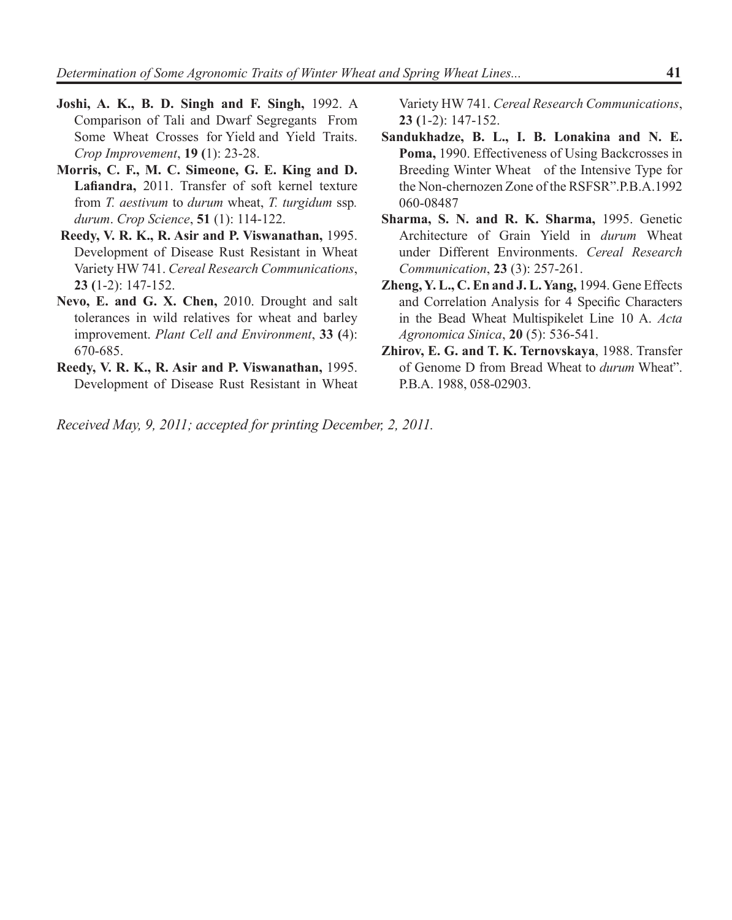**Joshi, A. K., B. D. Singh and F. Singh,** 1992. A Comparison of Tali and Dwarf Segregants From Some Wheat Crosses for Yield and Yield Traits. *Crop Improvement*, **19 (**1): 23-28.

**Morris, C. F., M. C. Simeone, G. E. King and D. Lafiandra,** 2011. Transfer of soft kernel texture from *T. aestivum* to *durum* wheat, *T. turgidum* ssp. *durum*. *Crop Science*, **51** (1): 114-122.

**Reedy, V. R. K., R. Asir and P. Viswanathan,** 1995. Development of Disease Rust Resistant in Wheat Variety HW 741. *Cereal Research Communications*, **23 (**1-2): 147-152.

**Nevo, E. and G. X. Chen,** 2010. Drought and salt tolerances in wild relatives for wheat and barley improvement. *Plant Cell and Environment*, **33 (**4): 670-685.

**Reedy, V. R. K., R. Asir and P. Viswanathan,** 1995. Development of Disease Rust Resistant in Wheat Variety HW 741. *Cereal Research Communications*, **23 (**1-2): 147-152.

**Sandukhadze, B. L., I. B. Lonakina and N. E. Poma,** 1990. Effectiveness of Using Backcrosses in Breeding Winter Wheat of the Intensive Type for the Non-chernozen Zone of the RSFSR".P.B.A.1992 060-08487

**Sharma, S. N. and R. K. Sharma,** 1995. Genetic Architecture of Grain Yield in *durum* Wheat under Different Environments. *Cereal Research Communication*, **23** (3): 257-261.

**Zheng, Y. L., C. En and J. L. Yang,** 1994. Gene Effects and Correlation Analysis for 4 Specific Characters in the Bead Wheat Multispikelet Line 10 A. *Acta Agronomica Sinica*, **20** (5): 536-541.

**Zhirov, E. G. and T. K. Ternovskaya**, 1988. Transfer of Genome D from Bread Wheat to *durum* Wheat". P.B.A. 1988, 058-02903.

*Received May, 9, 2011; accepted for printing December, 2, 2011.*